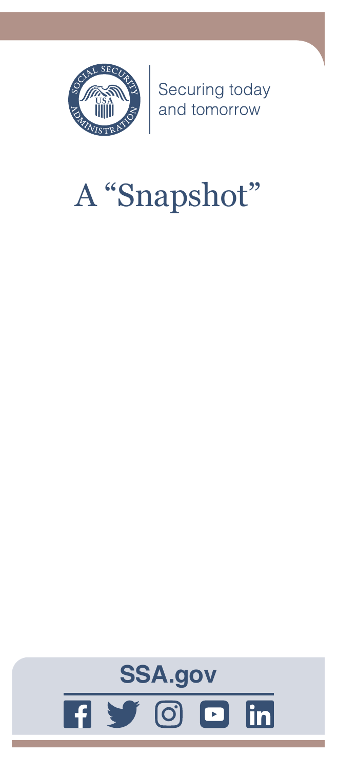Securing today and tomorrow

# A "Snapshot"

**SSA.gov**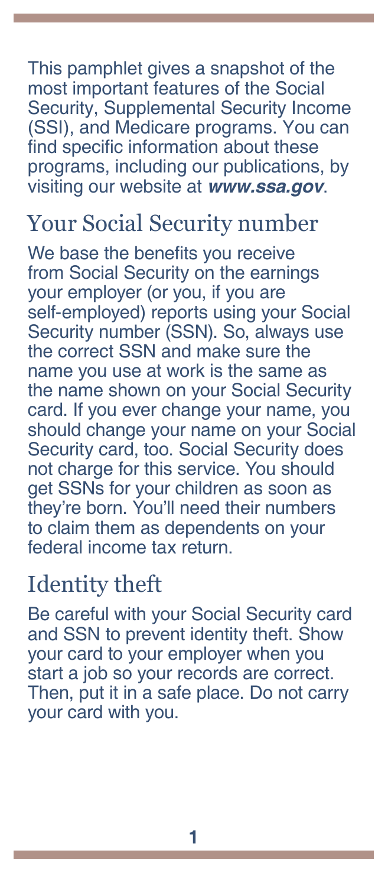This pamphlet gives a snapshot of the most important features of the Social Security, Supplemental Security Income (SSI), and Medicare programs. You can find specific information about these programs, including our publications, by visiting our website at ***www.ssa.gov***.

## Your Social Security number

We base the benefits you receive from Social Security on the earnings your employer (or you, if you are self-employed) reports using your Social Security number (SSN). So, always use the correct SSN and make sure the name you use at work is the same as the name shown on your Social Security card. If you ever change your name, you should change your name on your Social Security card, too. Social Security does not charge for this service. You should get SSNs for your children as soon as they're born. You'll need their numbers to claim them as dependents on your federal income tax return.

## Identity theft

Be careful with your Social Security card and SSN to prevent identity theft. Show your card to your employer when you start a job so your records are correct. Then, put it in a safe place. Do not carry your card with you.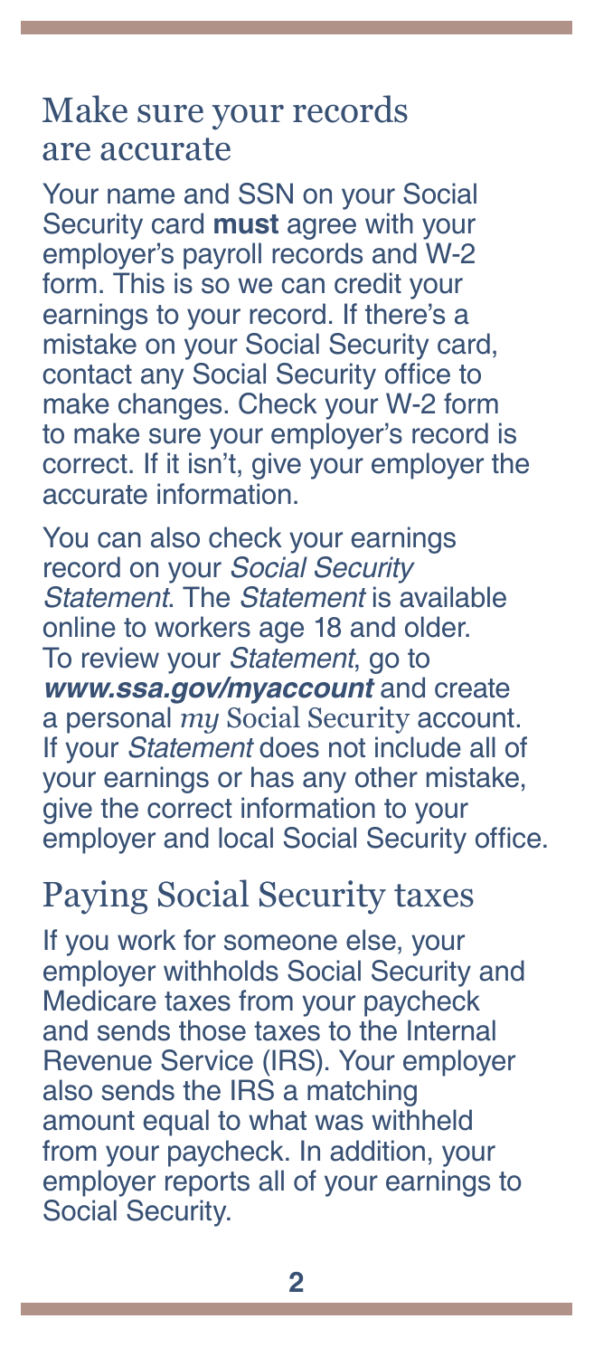## Make sure your records are accurate

Your name and SSN on your Social Security card **must** agree with your employer's payroll records and W-2 form. This is so we can credit your earnings to your record. If there's a mistake on your Social Security card, contact any Social Security office to make changes. Check your W-2 form to make sure your employer's record is correct. If it isn't, give your employer the accurate information.

You can also check your earnings record on your *Social Security Statement*. The *Statement* is available online to workers age 18 and older. To review your *Statement*, go to ***www.ssa.gov/myaccount*** and create a personal *my* Social Security account. If your *Statement* does not include all of your earnings or has any other mistake, give the correct information to your employer and local Social Security office.

## Paying Social Security taxes

If you work for someone else, your employer withholds Social Security and Medicare taxes from your paycheck and sends those taxes to the Internal Revenue Service (IRS). Your employer also sends the IRS a matching amount equal to what was withheld from your paycheck. In addition, your employer reports all of your earnings to Social Security.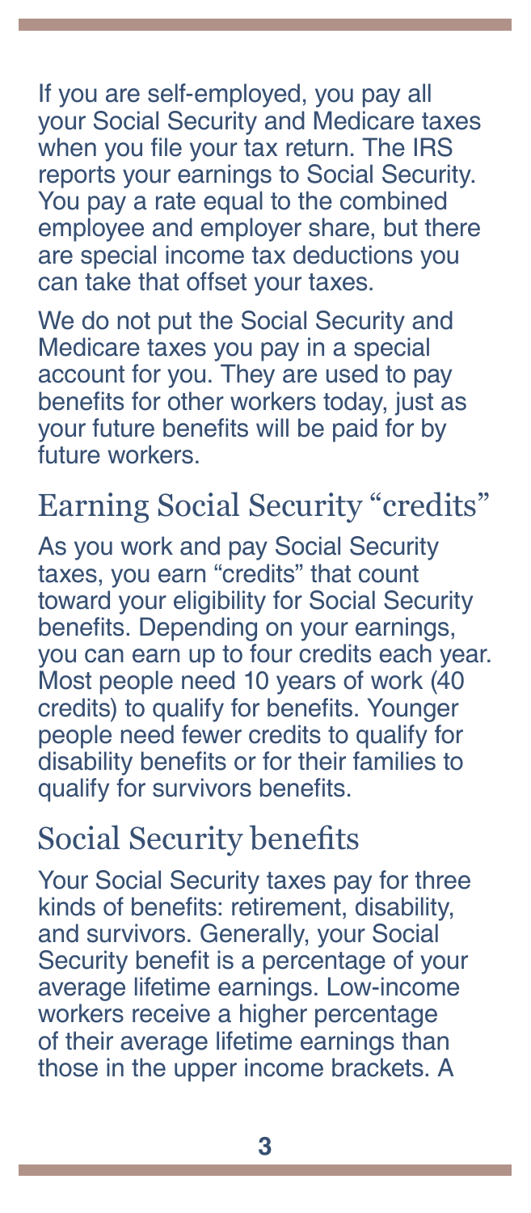If you are self-employed, you pay all your Social Security and Medicare taxes when you file your tax return. The IRS reports your earnings to Social Security. You pay a rate equal to the combined employee and employer share, but there are special income tax deductions you can take that offset your taxes.

We do not put the Social Security and Medicare taxes you pay in a special account for you. They are used to pay benefits for other workers today, just as your future benefits will be paid for by future workers.

## Earning Social Security "credits"

As you work and pay Social Security taxes, you earn "credits" that count toward your eligibility for Social Security benefits. Depending on your earnings, you can earn up to four credits each year. Most people need 10 years of work (40 credits) to qualify for benefits. Younger people need fewer credits to qualify for disability benefits or for their families to qualify for survivors benefits.

## Social Security benefits

Your Social Security taxes pay for three kinds of benefits: retirement, disability, and survivors. Generally, your Social Security benefit is a percentage of your average lifetime earnings. Low-income workers receive a higher percentage of their average lifetime earnings than those in the upper income brackets. A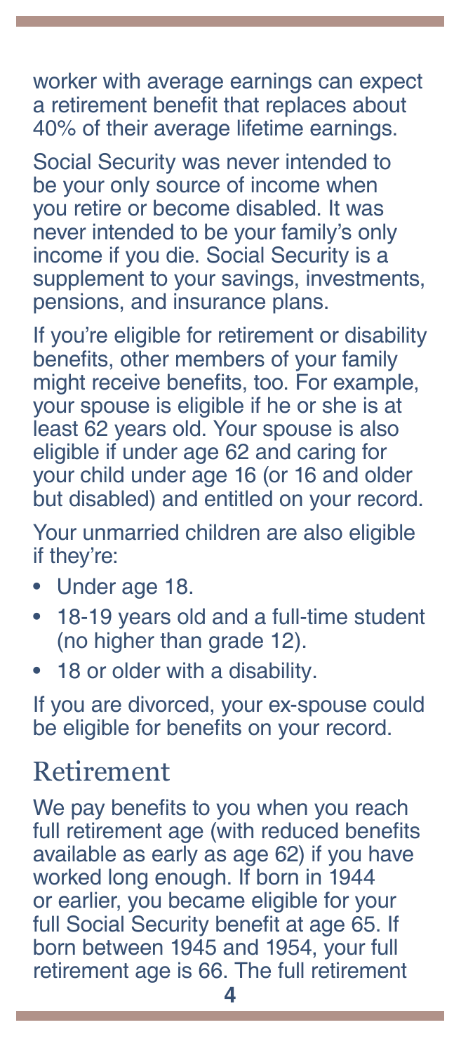worker with average earnings can expect a retirement benefit that replaces about 40% of their average lifetime earnings.

Social Security was never intended to be your only source of income when you retire or become disabled. It was never intended to be your family's only income if you die. Social Security is a supplement to your savings, investments, pensions, and insurance plans.

If you're eligible for retirement or disability benefits, other members of your family might receive benefits, too. For example, your spouse is eligible if he or she is at least 62 years old. Your spouse is also eligible if under age 62 and caring for your child under age 16 (or 16 and older but disabled) and entitled on your record.

Your unmarried children are also eligible if they're:

- Under age 18.
- 18-19 years old and a full-time student (no higher than grade 12).
- 18 or older with a disability.

If you are divorced, your ex-spouse could be eligible for benefits on your record.

## Retirement

We pay benefits to you when you reach full retirement age (with reduced benefits available as early as age 62) if you have worked long enough. If born in 1944 or earlier, you became eligible for your full Social Security benefit at age 65. If born between 1945 and 1954, your full retirement age is 66. The full retirement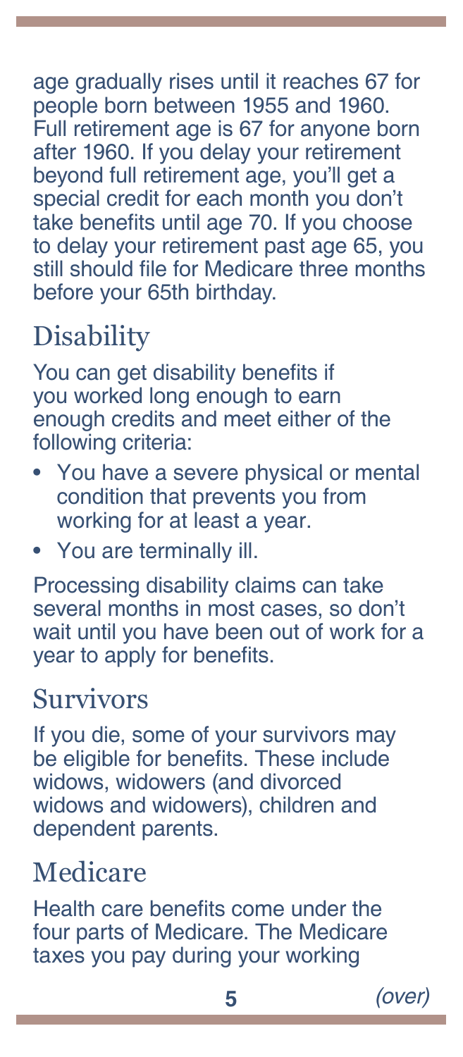age gradually rises until it reaches 67 for people born between 1955 and 1960. Full retirement age is 67 for anyone born after 1960. If you delay your retirement beyond full retirement age, you'll get a special credit for each month you don't take benefits until age 70. If you choose to delay your retirement past age 65, you still should file for Medicare three months before your 65th birthday.

## Disability

You can get disability benefits if you worked long enough to earn enough credits and meet either of the following criteria:

- You have a severe physical or mental condition that prevents you from working for at least a year.
- You are terminally ill.

Processing disability claims can take several months in most cases, so don't wait until you have been out of work for a year to apply for benefits.

## Survivors

If you die, some of your survivors may be eligible for benefits. These include widows, widowers (and divorced widows and widowers), children and dependent parents.

## Medicare

Health care benefits come under the four parts of Medicare. The Medicare taxes you pay during your working

*(over)*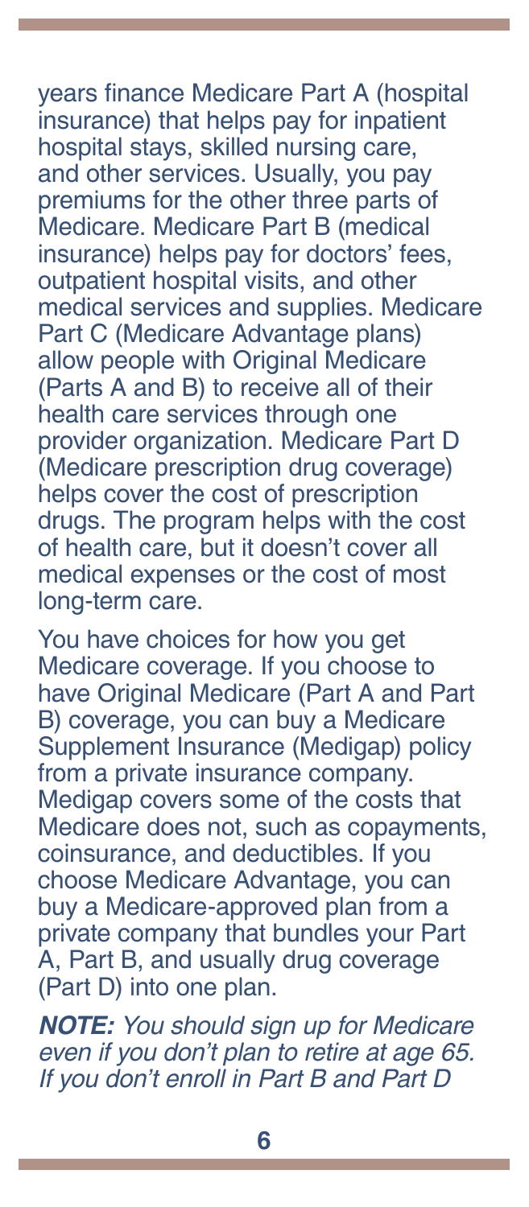years finance Medicare Part A (hospital insurance) that helps pay for inpatient hospital stays, skilled nursing care, and other services. Usually, you pay premiums for the other three parts of Medicare. Medicare Part B (medical insurance) helps pay for doctors' fees, outpatient hospital visits, and other medical services and supplies. Medicare Part C (Medicare Advantage plans) allow people with Original Medicare (Parts A and B) to receive all of their health care services through one provider organization. Medicare Part D (Medicare prescription drug coverage) helps cover the cost of prescription drugs. The program helps with the cost of health care, but it doesn't cover all medical expenses or the cost of most long-term care.

You have choices for how you get Medicare coverage. If you choose to have Original Medicare (Part A and Part B) coverage, you can buy a Medicare Supplement Insurance (Medigap) policy from a private insurance company. Medigap covers some of the costs that Medicare does not, such as copayments, coinsurance, and deductibles. If you choose Medicare Advantage, you can buy a Medicare-approved plan from a private company that bundles your Part A, Part B, and usually drug coverage (Part D) into one plan.

***NOTE:*** *You should sign up for Medicare even if you don't plan to retire at age 65. If you don't enroll in Part B and Part D*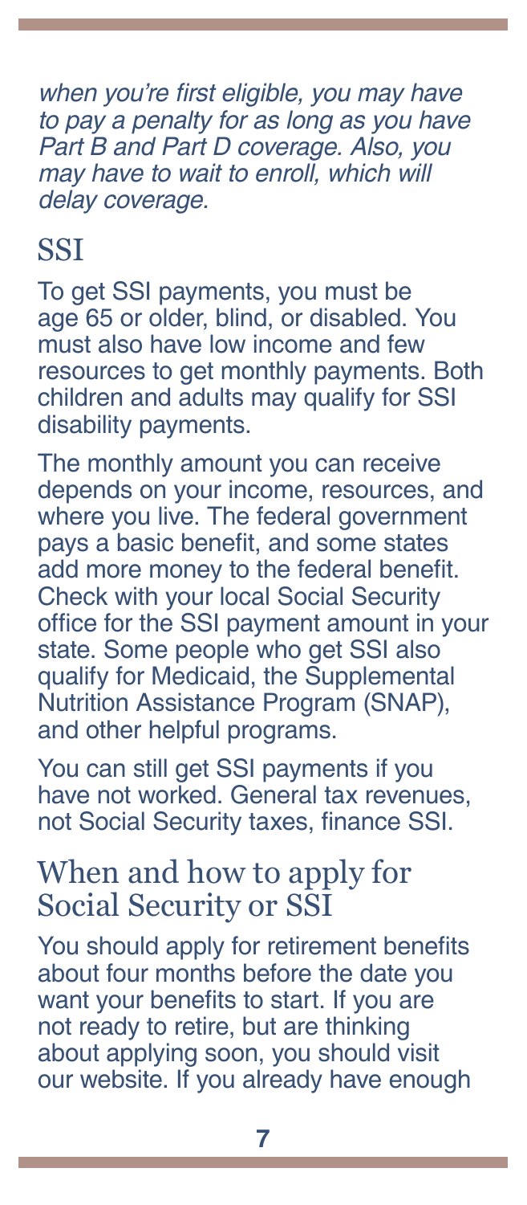*when you're first eligible, you may have to pay a penalty for as long as you have Part B and Part D coverage. Also, you may have to wait to enroll, which will delay coverage.*

## SSI

To get SSI payments, you must be age 65 or older, blind, or disabled. You must also have low income and few resources to get monthly payments. Both children and adults may qualify for SSI disability payments.

The monthly amount you can receive depends on your income, resources, and where you live. The federal government pays a basic benefit, and some states add more money to the federal benefit. Check with your local Social Security office for the SSI payment amount in your state. Some people who get SSI also qualify for Medicaid, the Supplemental Nutrition Assistance Program (SNAP), and other helpful programs.

You can still get SSI payments if you have not worked. General tax revenues, not Social Security taxes, finance SSI.

## When and how to apply for Social Security or SSI

You should apply for retirement benefits about four months before the date you want your benefits to start. If you are not ready to retire, but are thinking about applying soon, you should visit our website. If you already have enough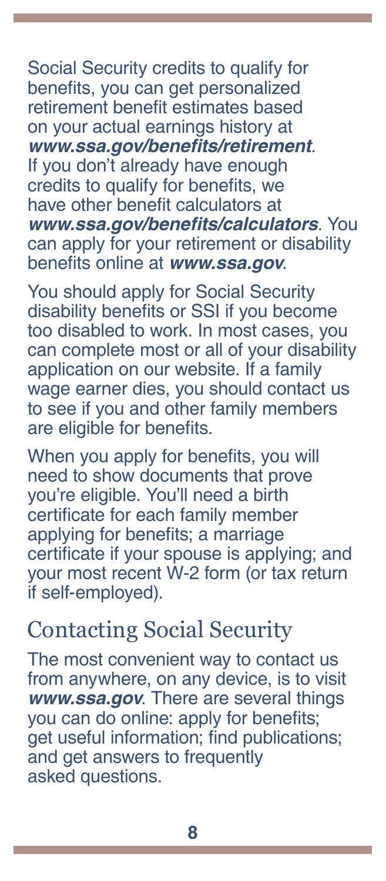Social Security credits to qualify for benefits, you can get personalized retirement benefit estimates based on your actual earnings history at ***www.ssa.gov/benefits/retirement***. If you don't already have enough credits to qualify for benefits, we have other benefit calculators at ***www.ssa.gov/benefits/calculators***. You can apply for your retirement or disability benefits online at ***www.ssa.gov***.

You should apply for Social Security disability benefits or SSI if you become too disabled to work. In most cases, you can complete most or all of your disability application on our website. If a family wage earner dies, you should contact us to see if you and other family members are eligible for benefits.

When you apply for benefits, you will need to show documents that prove you're eligible. You'll need a birth certificate for each family member applying for benefits; a marriage certificate if your spouse is applying; and your most recent W-2 form (or tax return if self-employed).

## Contacting Social Security

The most convenient way to contact us from anywhere, on any device, is to visit ***www.ssa.gov***. There are several things you can do online: apply for benefits; get useful information; find publications; and get answers to frequently asked questions.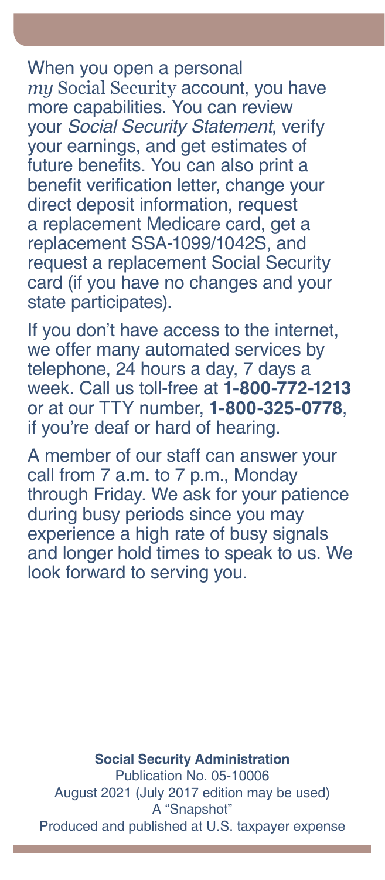When you open a personal *my* Social Security account, you have more capabilities. You can review your *Social Security Statement*, verify your earnings, and get estimates of future benefits. You can also print a benefit verification letter, change your direct deposit information, request a replacement Medicare card, get a replacement SSA-1099/1042S, and request a replacement Social Security card (if you have no changes and your state participates).

If you don't have access to the internet, we offer many automated services by telephone, 24 hours a day, 7 days a week. Call us toll-free at **1-800-772-1213** or at our TTY number, **1-800-325-0778**, if you're deaf or hard of hearing.

A member of our staff can answer your call from 7 a.m. to 7 p.m., Monday through Friday. We ask for your patience during busy periods since you may experience a high rate of busy signals and longer hold times to speak to us. We look forward to serving you.

**Social Security Administration**
Publication No. 05-10006
August 2021 (July 2017 edition may be used)
A "Snapshot"
Produced and published at U.S. taxpayer expense